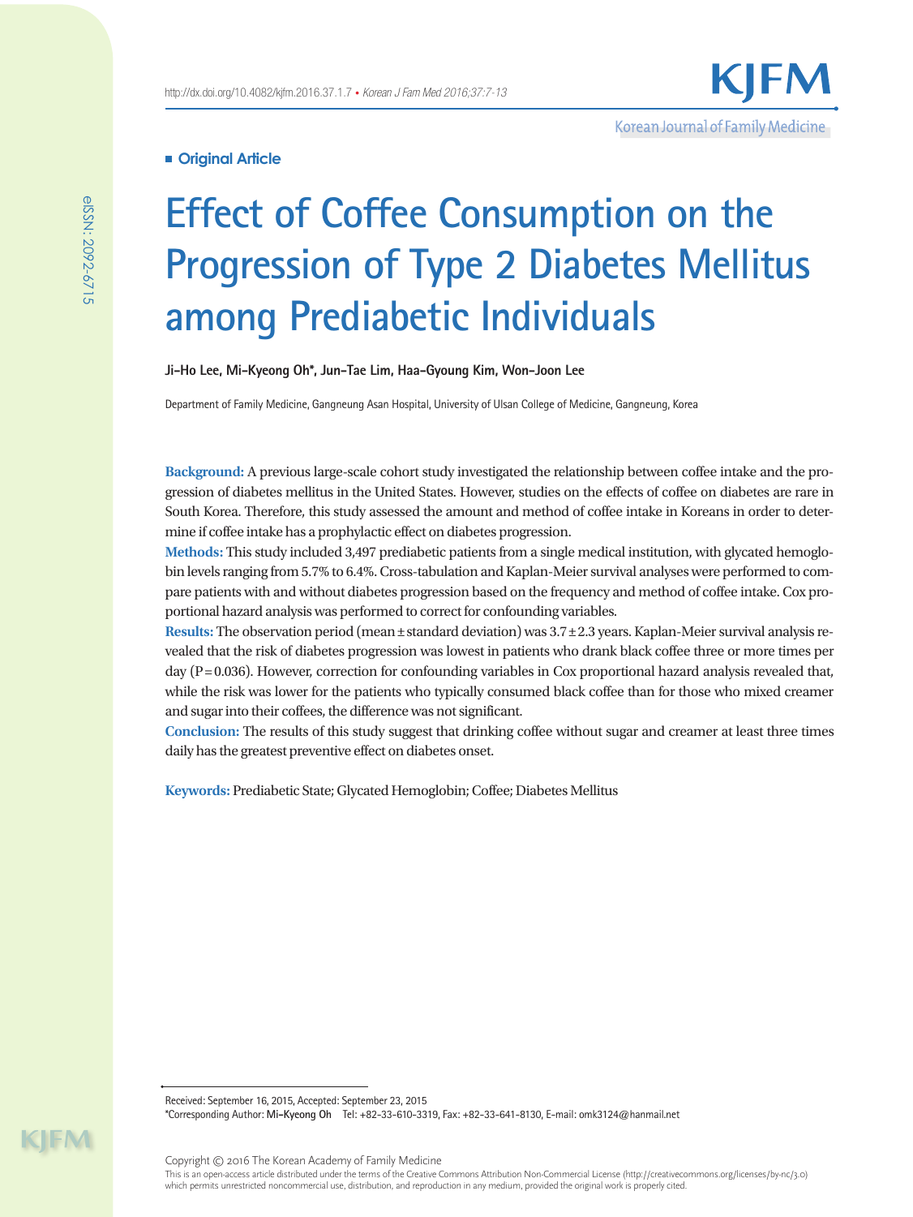**Original Article**

# Effect of Coffee Consumption on the Progression of Type 2 Diabetes Mellitus among Prediabetic Individuals

**Ji-Ho Lee, Mi-Kyeong Oh*, Jun-Tae Lim, Haa-Gyoung Kim, Won-Joon Lee**

Department of Family Medicine, Gangneung Asan Hospital, University of Ulsan College of Medicine, Gangneung, Korea

**Background:** A previous large-scale cohort study investigated the relationship between coffee intake and the progression of diabetes mellitus in the United States. However, studies on the effects of coffee on diabetes are rare in South Korea. Therefore, this study assessed the amount and method of coffee intake in Koreans in order to determine if coffee intake has a prophylactic effect on diabetes progression.

**Methods:** This study included 3,497 prediabetic patients from a single medical institution, with glycated hemoglobin levels ranging from 5.7% to 6.4%. Cross-tabulation and Kaplan-Meier survival analyses were performed to compare patients with and without diabetes progression based on the frequency and method of coffee intake. Cox proportional hazard analysis was performed to correct for confounding variables.

**Results:** The observation period (mean ± standard deviation) was 3.7 ± 2.3 years. Kaplan-Meier survival analysis revealed that the risk of diabetes progression was lowest in patients who drank black coffee three or more times per day (P = 0.036). However, correction for confounding variables in Cox proportional hazard analysis revealed that, while the risk was lower for the patients who typically consumed black coffee than for those who mixed creamer and sugar into their coffees, the difference was not significant.

**Conclusion:** The results of this study suggest that drinking coffee without sugar and creamer at least three times daily has the greatest preventive effect on diabetes onset.

**Keywords:** Prediabetic State; Glycated Hemoglobin; Coffee; Diabetes Mellitus

Received: September 16, 2015, Accepted: September 23, 2015

*Corresponding Author: Mi-Kyeong Oh Tel: +82-33-610-3319, Fax: +82-33-641-8130, E-mail: omk3124@hanmail.net

Copyright © 2016 The Korean Academy of Family Medicine

This is an open-access article distributed under the terms of the Creative Commons Attribution Non-Commercial License (http://creativecommons.org/licenses/by-nc/3.0) which permits unrestricted noncommercial use, distribution, and reproduction in any medium, provided the original work is properly cited.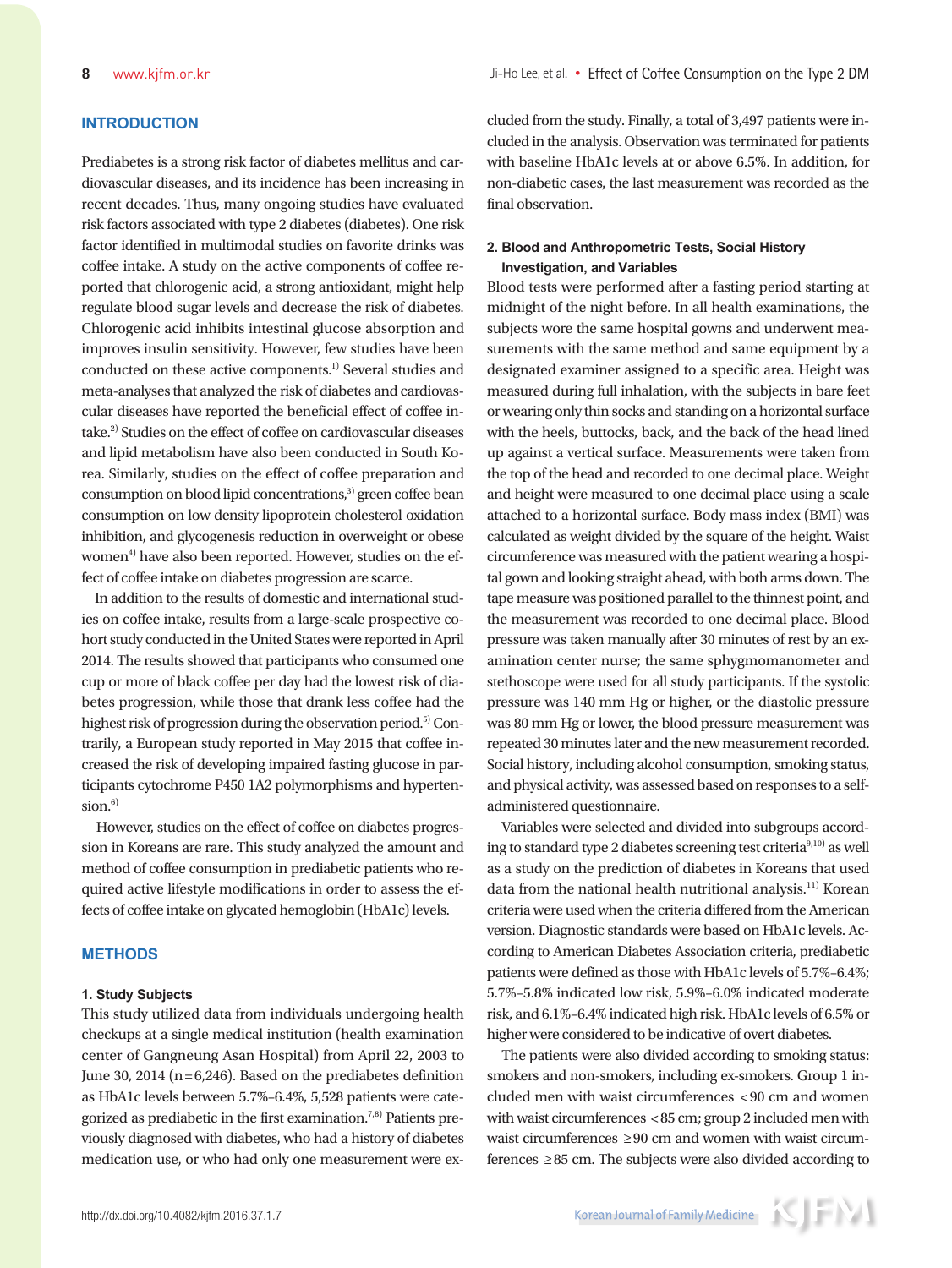## INTRODUCTION

Prediabetes is a strong risk factor of diabetes mellitus and cardiovascular diseases, and its incidence has been increasing in recent decades. Thus, many ongoing studies have evaluated risk factors associated with type 2 diabetes (diabetes). One risk factor identified in multimodal studies on favorite drinks was coffee intake. A study on the active components of coffee reported that chlorogenic acid, a strong antioxidant, might help regulate blood sugar levels and decrease the risk of diabetes. Chlorogenic acid inhibits intestinal glucose absorption and improves insulin sensitivity. However, few studies have been conducted on these active components.[1] Several studies and meta-analyses that analyzed the risk of diabetes and cardiovascular diseases have reported the beneficial effect of coffee intake.[2] Studies on the effect of coffee on cardiovascular diseases and lipid metabolism have also been conducted in South Korea. Similarly, studies on the effect of coffee preparation and consumption on blood lipid concentrations,[3] green coffee bean consumption on low density lipoprotein cholesterol oxidation inhibition, and glycogenesis reduction in overweight or obese women[4] have also been reported. However, studies on the effect of coffee intake on diabetes progression are scarce.

In addition to the results of domestic and international studies on coffee intake, results from a large-scale prospective cohort study conducted in the United States were reported in April 2014. The results showed that participants who consumed one cup or more of black coffee per day had the lowest risk of diabetes progression, while those that drank less coffee had the highest risk of progression during the observation period.[5] Contrarily, a European study reported in May 2015 that coffee increased the risk of developing impaired fasting glucose in participants cytochrome P450 1A2 polymorphisms and hypertension.[6]

However, studies on the effect of coffee on diabetes progression in Koreans are rare. This study analyzed the amount and method of coffee consumption in prediabetic patients who required active lifestyle modifications in order to assess the effects of coffee intake on glycated hemoglobin (HbA1c) levels.

## METHODS

### 1. Study Subjects

This study utilized data from individuals undergoing health checkups at a single medical institution (health examination center of Gangneung Asan Hospital) from April 22, 2003 to June 30, 2014 (n=6,246). Based on the prediabetes definition as HbA1c levels between 5.7%–6.4%, 5,528 patients were categorized as prediabetic in the first examination.[7,8] Patients previously diagnosed with diabetes, who had a history of diabetes medication use, or who had only one measurement were excluded from the study. Finally, a total of 3,497 patients were included in the analysis. Observation was terminated for patients with baseline HbA1c levels at or above 6.5%. In addition, for non-diabetic cases, the last measurement was recorded as the final observation.

### 2. Blood and Anthropometric Tests, Social History Investigation, and Variables

Blood tests were performed after a fasting period starting at midnight of the night before. In all health examinations, the subjects wore the same hospital gowns and underwent measurements with the same method and same equipment by a designated examiner assigned to a specific area. Height was measured during full inhalation, with the subjects in bare feet or wearing only thin socks and standing on a horizontal surface with the heels, buttocks, back, and the back of the head lined up against a vertical surface. Measurements were taken from the top of the head and recorded to one decimal place. Weight and height were measured to one decimal place using a scale attached to a horizontal surface. Body mass index (BMI) was calculated as weight divided by the square of the height. Waist circumference was measured with the patient wearing a hospital gown and looking straight ahead, with both arms down. The tape measure was positioned parallel to the thinnest point, and the measurement was recorded to one decimal place. Blood pressure was taken manually after 30 minutes of rest by an examination center nurse; the same sphygmomanometer and stethoscope were used for all study participants. If the systolic pressure was 140 mm Hg or higher, or the diastolic pressure was 80 mm Hg or lower, the blood pressure measurement was repeated 30 minutes later and the new measurement recorded. Social history, including alcohol consumption, smoking status, and physical activity, was assessed based on responses to a self-administered questionnaire.

Variables were selected and divided into subgroups according to standard type 2 diabetes screening test criteria[9,10] as well as a study on the prediction of diabetes in Koreans that used data from the national health nutritional analysis.[11] Korean criteria were used when the criteria differed from the American version. Diagnostic standards were based on HbA1c levels. According to American Diabetes Association criteria, prediabetic patients were defined as those with HbA1c levels of 5.7%–6.4%; 5.7%–5.8% indicated low risk, 5.9%–6.0% indicated moderate risk, and 6.1%–6.4% indicated high risk. HbA1c levels of 6.5% or higher were considered to be indicative of overt diabetes.

The patients were also divided according to smoking status: smokers and non-smokers, including ex-smokers. Group 1 included men with waist circumferences <90 cm and women with waist circumferences <85 cm; group 2 included men with waist circumferences ≥90 cm and women with waist circumferences ≥85 cm. The subjects were also divided according to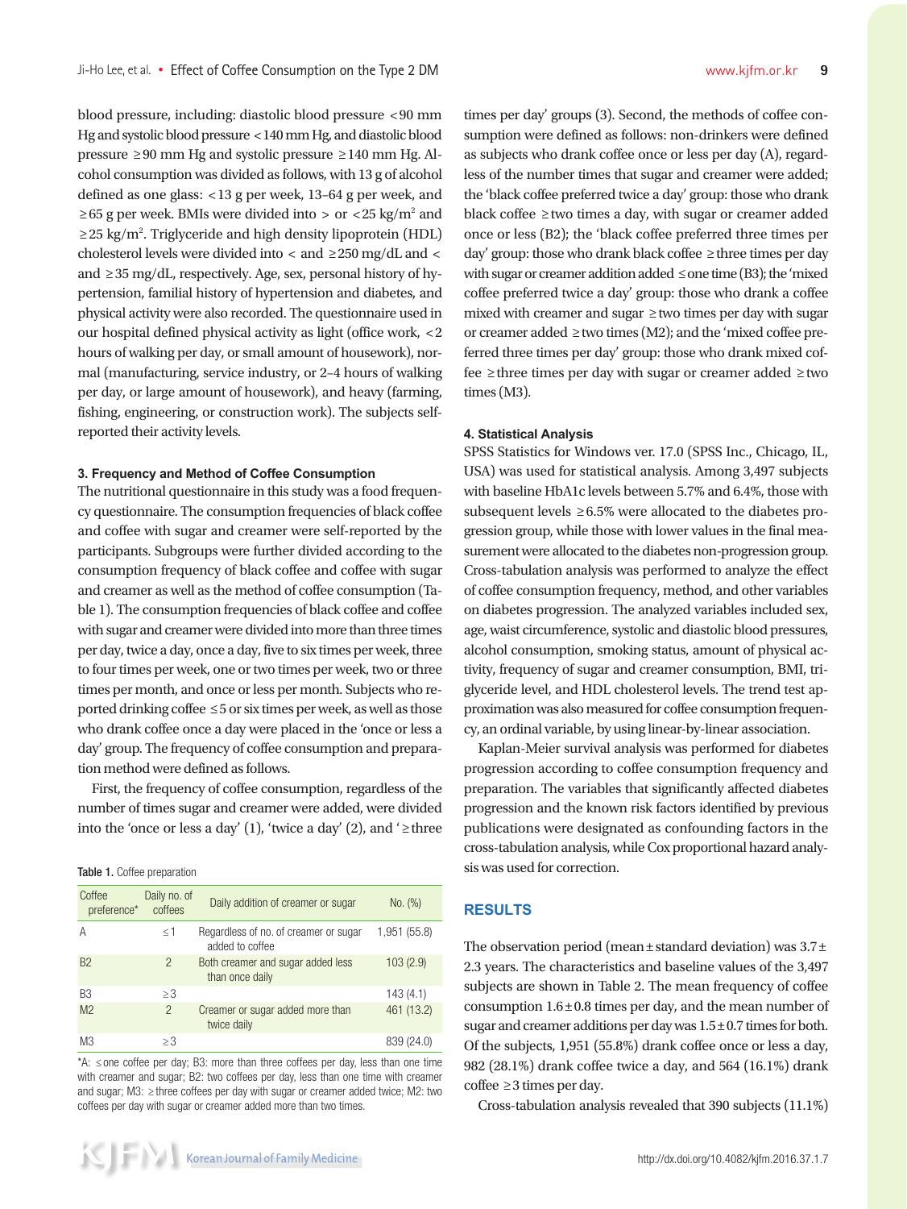blood pressure, including: diastolic blood pressure <90 mm Hg and systolic blood pressure <140 mm Hg, and diastolic blood pressure ≥90 mm Hg and systolic pressure ≥140 mm Hg. Alcohol consumption was divided as follows, with 13 g of alcohol defined as one glass: <13 g per week, 13–64 g per week, and ≥65 g per week. BMIs were divided into > or <25 kg/m$^2$ and ≥25 kg/m$^2$. Triglyceride and high density lipoprotein (HDL) cholesterol levels were divided into < and ≥250 mg/dL and < and ≥35 mg/dL, respectively. Age, sex, personal history of hypertension, familial history of hypertension and diabetes, and physical activity were also recorded. The questionnaire used in our hospital defined physical activity as light (office work, <2 hours of walking per day, or small amount of housework), normal (manufacturing, service industry, or 2–4 hours of walking per day, or large amount of housework), and heavy (farming, fishing, engineering, or construction work). The subjects self-reported their activity levels.

### 3. Frequency and Method of Coffee Consumption

The nutritional questionnaire in this study was a food frequency questionnaire. The consumption frequencies of black coffee and coffee with sugar and creamer were self-reported by the participants. Subgroups were further divided according to the consumption frequency of black coffee and coffee with sugar and creamer as well as the method of coffee consumption (Table 1). The consumption frequencies of black coffee and coffee with sugar and creamer were divided into more than three times per day, twice a day, once a day, five to six times per week, three to four times per week, one or two times per week, two or three times per month, and once or less per month. Subjects who reported drinking coffee ≤5 or six times per week, as well as those who drank coffee once a day were placed in the 'once or less a day' group. The frequency of coffee consumption and preparation method were defined as follows.

First, the frequency of coffee consumption, regardless of the number of times sugar and creamer were added, were divided into the 'once or less a day' (1), 'twice a day' (2), and '≥three times per day' groups (3). Second, the methods of coffee consumption were defined as follows: non-drinkers were defined as subjects who drank coffee once or less per day (A), regardless of the number times that sugar and creamer were added; the 'black coffee preferred twice a day' group: those who drank black coffee ≥two times a day, with sugar or creamer added once or less (B2); the 'black coffee preferred three times per day' group: those who drank black coffee ≥three times per day with sugar or creamer addition added ≤one time (B3); the 'mixed coffee preferred twice a day' group: those who drank a coffee mixed with creamer and sugar ≥two times per day with sugar or creamer added ≥two times (M2); and the 'mixed coffee preferred three times per day' group: those who drank mixed coffee ≥three times per day with sugar or creamer added ≥two times (M3).

Table 1. Coffee preparation

| Coffee preference* | Daily no. of coffees | Daily addition of creamer or sugar | No. (%) |
|---|---|---|---|
| A | ≤1 | Regardless of no. of creamer or sugar added to coffee | 1,951 (55.8) |
| B2 | 2 | Both creamer and sugar added less than once daily | 103 (2.9) |
| B3 | ≥3 | | 143 (4.1) |
| M2 | 2 | Creamer or sugar added more than twice daily | 461 (13.2) |
| M3 | ≥3 | | 839 (24.0) |

*A: ≤one coffee per day; B3: more than three coffees per day, less than one time with creamer and sugar; B2: two coffees per day, less than one time with creamer and sugar; M3: ≥three coffees per day with sugar or creamer added twice; M2: two coffees per day with sugar or creamer added more than two times.

### 4. Statistical Analysis

SPSS Statistics for Windows ver. 17.0 (SPSS Inc., Chicago, IL, USA) was used for statistical analysis. Among 3,497 subjects with baseline HbA1c levels between 5.7% and 6.4%, those with subsequent levels ≥6.5% were allocated to the diabetes progression group, while those with lower values in the final measurement were allocated to the diabetes non-progression group. Cross-tabulation analysis was performed to analyze the effect of coffee consumption frequency, method, and other variables on diabetes progression. The analyzed variables included sex, age, waist circumference, systolic and diastolic blood pressures, alcohol consumption, smoking status, amount of physical activity, frequency of sugar and creamer consumption, BMI, triglyceride level, and HDL cholesterol levels. The trend test approximation was also measured for coffee consumption frequency, an ordinal variable, by using linear-by-linear association.

Kaplan-Meier survival analysis was performed for diabetes progression according to coffee consumption frequency and preparation. The variables that significantly affected diabetes progression and the known risk factors identified by previous publications were designated as confounding factors in the cross-tabulation analysis, while Cox proportional hazard analysis was used for correction.

## RESULTS

The observation period (mean±standard deviation) was 3.7±2.3 years. The characteristics and baseline values of the 3,497 subjects are shown in Table 2. The mean frequency of coffee consumption 1.6±0.8 times per day, and the mean number of sugar and creamer additions per day was 1.5±0.7 times for both. Of the subjects, 1,951 (55.8%) drank coffee once or less a day, 982 (28.1%) drank coffee twice a day, and 564 (16.1%) drank coffee ≥3 times per day.

Cross-tabulation analysis revealed that 390 subjects (11.1%)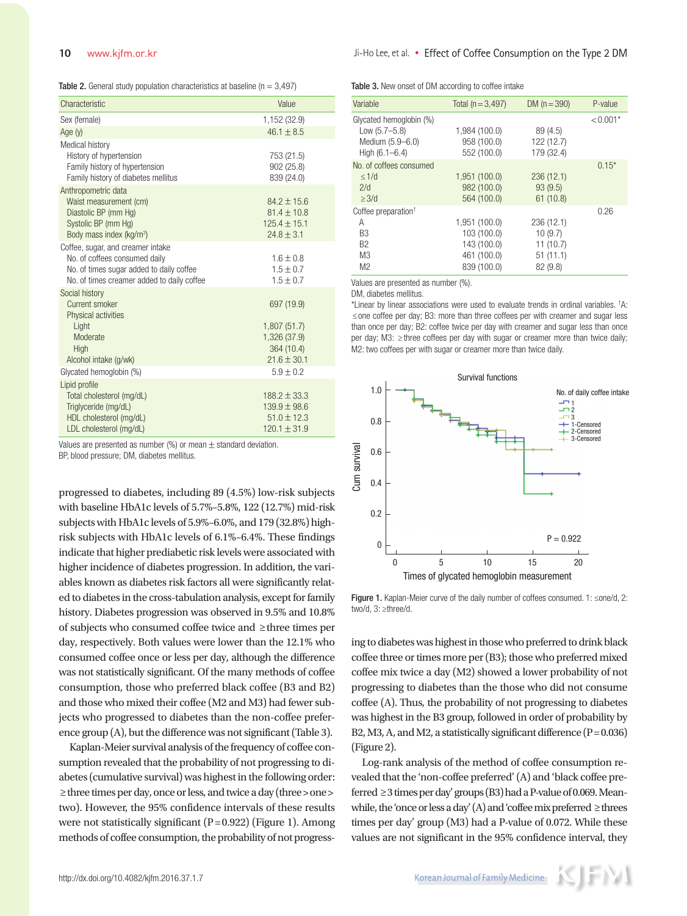**Table 2.** General study population characteristics at baseline (n = 3,497)

| Characteristic | Value |
|---|---|
| Sex (female) | 1,152 (32.9) |
| Age (y) | 46.1 ± 8.5 |
| Medical history | |
| History of hypertension | 753 (21.5) |
| Family history of hypertension | 902 (25.8) |
| Family history of diabetes mellitus | 839 (24.0) |
| Anthropometric data | |
| Waist measurement (cm) | 84.2 ± 15.6 |
| Diastolic BP (mm Hg) | 81.4 ± 10.8 |
| Systolic BP (mm Hg) | 125.4 ± 15.1 |
| Body mass index (kg/m²) | 24.8 ± 3.1 |
| Coffee, sugar, and creamer intake | |
| No. of coffees consumed daily | 1.6 ± 0.8 |
| No. of times sugar added to daily coffee | 1.5 ± 0.7 |
| No. of times creamer added to daily coffee | 1.5 ± 0.7 |
| Social history | |
| Current smoker | 697 (19.9) |
| Physical activities | |
| Light | 1,807 (51.7) |
| Moderate | 1,326 (37.9) |
| High | 364 (10.4) |
| Alcohol intake (g/wk) | 21.6 ± 30.1 |
| Glycated hemoglobin (%) | 5.9 ± 0.2 |
| Lipid profile | |
| Total cholesterol (mg/dL) | 188.2 ± 33.3 |
| Triglyceride (mg/dL) | 139.9 ± 98.6 |
| HDL cholesterol (mg/dL) | 51.0 ± 12.3 |
| LDL cholesterol (mg/dL) | 120.1 ± 31.9 |

Values are presented as number (%) or mean ± standard deviation.
BP, blood pressure; DM, diabetes mellitus.

progressed to diabetes, including 89 (4.5%) low-risk subjects with baseline HbA1c levels of 5.7%–5.8%, 122 (12.7%) mid-risk subjects with HbA1c levels of 5.9%–6.0%, and 179 (32.8%) high-risk subjects with HbA1c levels of 6.1%–6.4%. These findings indicate that higher prediabetic risk levels were associated with higher incidence of diabetes progression. In addition, the variables known as diabetes risk factors all were significantly related to diabetes in the cross-tabulation analysis, except for family history. Diabetes progression was observed in 9.5% and 10.8% of subjects who consumed coffee twice and ≥three times per day, respectively. Both values were lower than the 12.1% who consumed coffee once or less per day, although the difference was not statistically significant. Of the many methods of coffee consumption, those who preferred black coffee (B3 and B2) and those who mixed their coffee (M2 and M3) had fewer subjects who progressed to diabetes than the non-coffee preference group (A), but the difference was not significant (Table 3).

Kaplan-Meier survival analysis of the frequency of coffee consumption revealed that the probability of not progressing to diabetes (cumulative survival) was highest in the following order: ≥three times per day, once or less, and twice a day (three > one > two). However, the 95% confidence intervals of these results were not statistically significant (P = 0.922) (Figure 1). Among methods of coffee consumption, the probability of not progressing to diabetes was highest in those who preferred to drink black coffee three or times more per (B3); those who preferred mixed coffee mix twice a day (M2) showed a lower probability of not progressing to diabetes than the those who did not consume coffee (A). Thus, the probability of not progressing to diabetes was highest in the B3 group, followed in order of probability by B2, M3, A, and M2, a statistically significant difference (P = 0.036) (Figure 2).

Log-rank analysis of the method of coffee consumption revealed that the 'non-coffee preferred' (A) and 'black coffee preferred ≥3 times per day' groups (B3) had a P-value of 0.069. Meanwhile, the 'once or less a day' (A) and 'coffee mix preferred ≥threes times per day' group (M3) had a P-value of 0.072. While these values are not significant in the 95% confidence interval, they

**Table 3.** New onset of DM according to coffee intake

| Variable | Total (n = 3,497) | DM (n = 390) | P-value |
|---|---|---|---|
| Glycated hemoglobin (%) | | | < 0.001* |
| Low (5.7–5.8) | 1,984 (100.0) | 89 (4.5) | |
| Medium (5.9–6.0) | 958 (100.0) | 122 (12.7) | |
| High (6.1–6.4) | 552 (100.0) | 179 (32.4) | |
| No. of coffees consumed | | | 0.15* |
| ≤ 1/d | 1,951 (100.0) | 236 (12.1) | |
| 2/d | 982 (100.0) | 93 (9.5) | |
| ≥ 3/d | 564 (100.0) | 61 (10.8) | |
| Coffee preparation[†] | | | 0.26 |
| A | 1,951 (100.0) | 236 (12.1) | |
| B3 | 103 (100.0) | 10 (9.7) | |
| B2 | 143 (100.0) | 11 (10.7) | |
| M3 | 461 (100.0) | 51 (11.1) | |
| M2 | 839 (100.0) | 82 (9.8) | |

Values are presented as number (%).
DM, diabetes mellitus.
*Linear by linear associations were used to evaluate trends in ordinal variables. [†]A: ≤one coffee per day; B3: more than three coffees per with creamer and sugar less than once per day; B2: coffee twice per day with creamer and sugar less than once per day; M3: ≥three coffees per day with sugar or creamer more than twice daily; M2: two coffees per with sugar or creamer more than twice daily.

**Figure 1.** Kaplan-Meier curve of the daily number of coffees consumed. 1: ≤one/d, 2: two/d, 3: ≥three/d.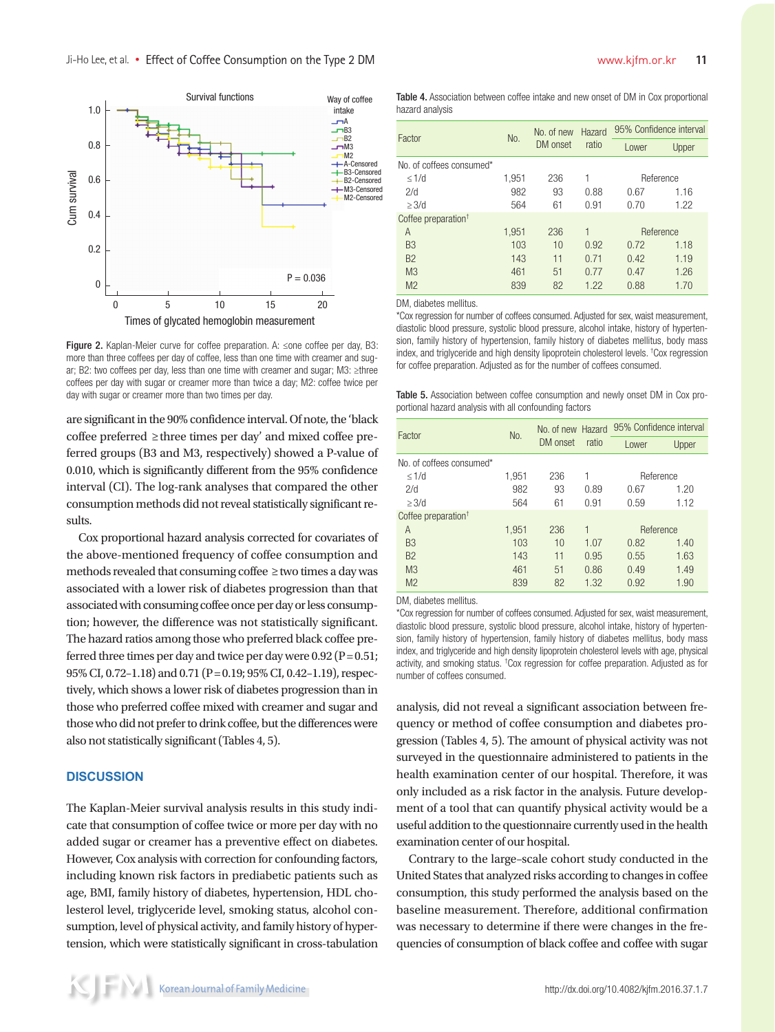Figure 2. Kaplan-Meier curve for coffee preparation. A: ≤one coffee per day, B3: more than three coffees per day of coffee, less than one time with creamer and sugar; B2: two coffees per day, less than one time with creamer and sugar; M3: ≥three coffees per day with sugar or creamer more than twice a day; M2: coffee twice per day with sugar or creamer more than two times per day.

are significant in the 90% confidence interval. Of note, the 'black coffee preferred ≥three times per day' and mixed coffee preferred groups (B3 and M3, respectively) showed a P-value of 0.010, which is significantly different from the 95% confidence interval (CI). The log-rank analyses that compared the other consumption methods did not reveal statistically significant results.

Cox proportional hazard analysis corrected for covariates of the above-mentioned frequency of coffee consumption and methods revealed that consuming coffee ≥two times a day was associated with a lower risk of diabetes progression than that associated with consuming coffee once per day or less consumption; however, the difference was not statistically significant. The hazard ratios among those who preferred black coffee preferred three times per day and twice per day were 0.92 (P=0.51; 95% CI, 0.72–1.18) and 0.71 (P=0.19; 95% CI, 0.42–1.19), respectively, which shows a lower risk of diabetes progression than in those who preferred coffee mixed with creamer and sugar and those who did not prefer to drink coffee, but the differences were also not statistically significant (Tables 4, 5).

## DISCUSSION

The Kaplan-Meier survival analysis results in this study indicate that consumption of coffee twice or more per day with no added sugar or creamer has a preventive effect on diabetes. However, Cox analysis with correction for confounding factors, including known risk factors in prediabetic patients such as age, BMI, family history of diabetes, hypertension, HDL cholesterol level, triglyceride level, smoking status, alcohol consumption, level of physical activity, and family history of hypertension, which were statistically significant in cross-tabulation analysis, did not reveal a significant association between frequency or method of coffee consumption and diabetes progression (Tables 4, 5). The amount of physical activity was not surveyed in the questionnaire administered to patients in the health examination center of our hospital. Therefore, it was only included as a risk factor in the analysis. Future development of a tool that can quantify physical activity would be a useful addition to the questionnaire currently used in the health examination center of our hospital.

Contrary to the large-scale cohort study conducted in the United States that analyzed risks according to changes in coffee consumption, this study performed the analysis based on the baseline measurement. Therefore, additional confirmation was necessary to determine if there were changes in the frequencies of consumption of black coffee and coffee with sugar

Table 4. Association between coffee intake and new onset of DM in Cox proportional hazard analysis

| Factor | No. | No. of new DM onset | Hazard ratio | 95% Confidence interval | |
|---|---|---|---|---|---|
| | | | | Lower | Upper |
| No. of coffees consumed* | | | | | |
| ≤1/d | 1,951 | 236 | 1 | Reference | |
| 2/d | 982 | 93 | 0.88 | 0.67 | 1.16 |
| ≥3/d | 564 | 61 | 0.91 | 0.70 | 1.22 |
| Coffee preparation† | | | | | |
| A | 1,951 | 236 | 1 | Reference | |
| B3 | 103 | 10 | 0.92 | 0.72 | 1.18 |
| B2 | 143 | 11 | 0.71 | 0.42 | 1.19 |
| M3 | 461 | 51 | 0.77 | 0.47 | 1.26 |
| M2 | 839 | 82 | 1.22 | 0.88 | 1.70 |

DM, diabetes mellitus.
*Cox regression for number of coffees consumed. Adjusted for sex, waist measurement, diastolic blood pressure, systolic blood pressure, alcohol intake, history of hypertension, family history of hypertension, family history of diabetes mellitus, body mass index, and triglyceride and high density lipoprotein cholesterol levels. †Cox regression for coffee preparation. Adjusted as for the number of coffees consumed.

Table 5. Association between coffee consumption and newly onset DM in Cox proportional hazard analysis with all confounding factors

| Factor | No. | No. of new DM onset | Hazard ratio | 95% Confidence interval | |
|---|---|---|---|---|---|
| | | | | Lower | Upper |
| No. of coffees consumed* | | | | | |
| ≤1/d | 1,951 | 236 | 1 | Reference | |
| 2/d | 982 | 93 | 0.89 | 0.67 | 1.20 |
| ≥3/d | 564 | 61 | 0.91 | 0.59 | 1.12 |
| Coffee preparation† | | | | | |
| A | 1,951 | 236 | 1 | Reference | |
| B3 | 103 | 10 | 1.07 | 0.82 | 1.40 |
| B2 | 143 | 11 | 0.95 | 0.55 | 1.63 |
| M3 | 461 | 51 | 0.86 | 0.49 | 1.49 |
| M2 | 839 | 82 | 1.32 | 0.92 | 1.90 |

DM, diabetes mellitus.
*Cox regression for number of coffees consumed. Adjusted for sex, waist measurement, diastolic blood pressure, systolic blood pressure, alcohol intake, history of hypertension, family history of hypertension, family history of diabetes mellitus, body mass index, and triglyceride and high density lipoprotein cholesterol levels with age, physical activity, and smoking status. †Cox regression for coffee preparation. Adjusted as for number of coffees consumed.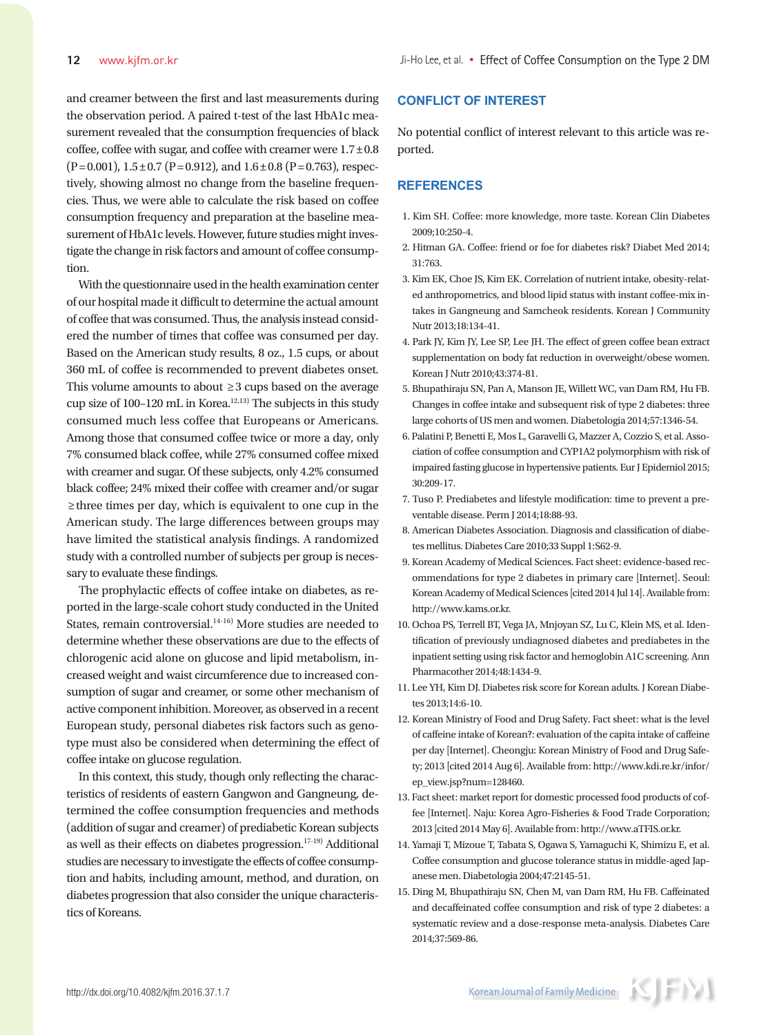and creamer between the first and last measurements during the observation period. A paired t-test of the last HbA1c measurement revealed that the consumption frequencies of black coffee, coffee with sugar, and coffee with creamer were 1.7±0.8 (P=0.001), 1.5±0.7 (P=0.912), and 1.6±0.8 (P=0.763), respectively, showing almost no change from the baseline frequencies. Thus, we were able to calculate the risk based on coffee consumption frequency and preparation at the baseline measurement of HbA1c levels. However, future studies might investigate the change in risk factors and amount of coffee consumption.

With the questionnaire used in the health examination center of our hospital made it difficult to determine the actual amount of coffee that was consumed. Thus, the analysis instead considered the number of times that coffee was consumed per day. Based on the American study results, 8 oz., 1.5 cups, or about 360 mL of coffee is recommended to prevent diabetes onset. This volume amounts to about ≥3 cups based on the average cup size of 100–120 mL in Korea.[12,13] The subjects in this study consumed much less coffee that Europeans or Americans. Among those that consumed coffee twice or more a day, only 7% consumed black coffee, while 27% consumed coffee mixed with creamer and sugar. Of these subjects, only 4.2% consumed black coffee; 24% mixed their coffee with creamer and/or sugar ≥three times per day, which is equivalent to one cup in the American study. The large differences between groups may have limited the statistical analysis findings. A randomized study with a controlled number of subjects per group is necessary to evaluate these findings.

The prophylactic effects of coffee intake on diabetes, as reported in the large-scale cohort study conducted in the United States, remain controversial.[14-16] More studies are needed to determine whether these observations are due to the effects of chlorogenic acid alone on glucose and lipid metabolism, increased weight and waist circumference due to increased consumption of sugar and creamer, or some other mechanism of active component inhibition. Moreover, as observed in a recent European study, personal diabetes risk factors such as genotype must also be considered when determining the effect of coffee intake on glucose regulation.

In this context, this study, though only reflecting the characteristics of residents of eastern Gangwon and Gangneung, determined the coffee consumption frequencies and methods (addition of sugar and creamer) of prediabetic Korean subjects as well as their effects on diabetes progression.[17-19] Additional studies are necessary to investigate the effects of coffee consumption and habits, including amount, method, and duration, on diabetes progression that also consider the unique characteristics of Koreans.

## CONFLICT OF INTEREST

No potential conflict of interest relevant to this article was reported.

## REFERENCES

1. Kim SH. Coffee: more knowledge, more taste. Korean Clin Diabetes 2009;10:250-4.
2. Hitman GA. Coffee: friend or foe for diabetes risk? Diabet Med 2014;31:763.
3. Kim EK, Choe JS, Kim EK. Correlation of nutrient intake, obesity-related anthropometrics, and blood lipid status with instant coffee-mix intakes in Gangneung and Samcheok residents. Korean J Community Nutr 2013;18:134-41.
4. Park JY, Kim JY, Lee SP, Lee JH. The effect of green coffee bean extract supplementation on body fat reduction in overweight/obese women. Korean J Nutr 2010;43:374-81.
5. Bhupathiraju SN, Pan A, Manson JE, Willett WC, van Dam RM, Hu FB. Changes in coffee intake and subsequent risk of type 2 diabetes: three large cohorts of US men and women. Diabetologia 2014;57:1346-54.
6. Palatini P, Benetti E, Mos L, Garavelli G, Mazzer A, Cozzio S, et al. Association of coffee consumption and CYP1A2 polymorphism with risk of impaired fasting glucose in hypertensive patients. Eur J Epidemiol 2015;30:209-17.
7. Tuso P. Prediabetes and lifestyle modification: time to prevent a preventable disease. Perm J 2014;18:88-93.
8. American Diabetes Association. Diagnosis and classification of diabetes mellitus. Diabetes Care 2010;33 Suppl 1:S62-9.
9. Korean Academy of Medical Sciences. Fact sheet: evidence-based recommendations for type 2 diabetes in primary care [Internet]. Seoul: Korean Academy of Medical Sciences [cited 2014 Jul 14]. Available from: http://www.kams.or.kr.
10. Ochoa PS, Terrell BT, Vega JA, Mnjoyan SZ, Lu C, Klein MS, et al. Identification of previously undiagnosed diabetes and prediabetes in the inpatient setting using risk factor and hemoglobin A1C screening. Ann Pharmacother 2014;48:1434-9.
11. Lee YH, Kim DJ. Diabetes risk score for Korean adults. J Korean Diabetes 2013;14:6-10.
12. Korean Ministry of Food and Drug Safety. Fact sheet: what is the level of caffeine intake of Korean?: evaluation of the capita intake of caffeine per day [Internet]. Cheongju: Korean Ministry of Food and Drug Safety; 2013 [cited 2014 Aug 6]. Available from: http://www.kdi.re.kr/infor/ep_view.jsp?num=128460.
13. Fact sheet: market report for domestic processed food products of coffee [Internet]. Naju: Korea Agro-Fisheries & Food Trade Corporation; 2013 [cited 2014 May 6]. Available from: http://www.aTFIS.or.kr.
14. Yamaji T, Mizoue T, Tabata S, Ogawa S, Yamaguchi K, Shimizu E, et al. Coffee consumption and glucose tolerance status in middle-aged Japanese men. Diabetologia 2004;47:2145-51.
15. Ding M, Bhupathiraju SN, Chen M, van Dam RM, Hu FB. Caffeinated and decaffeinated coffee consumption and risk of type 2 diabetes: a systematic review and a dose-response meta-analysis. Diabetes Care 2014;37:569-86.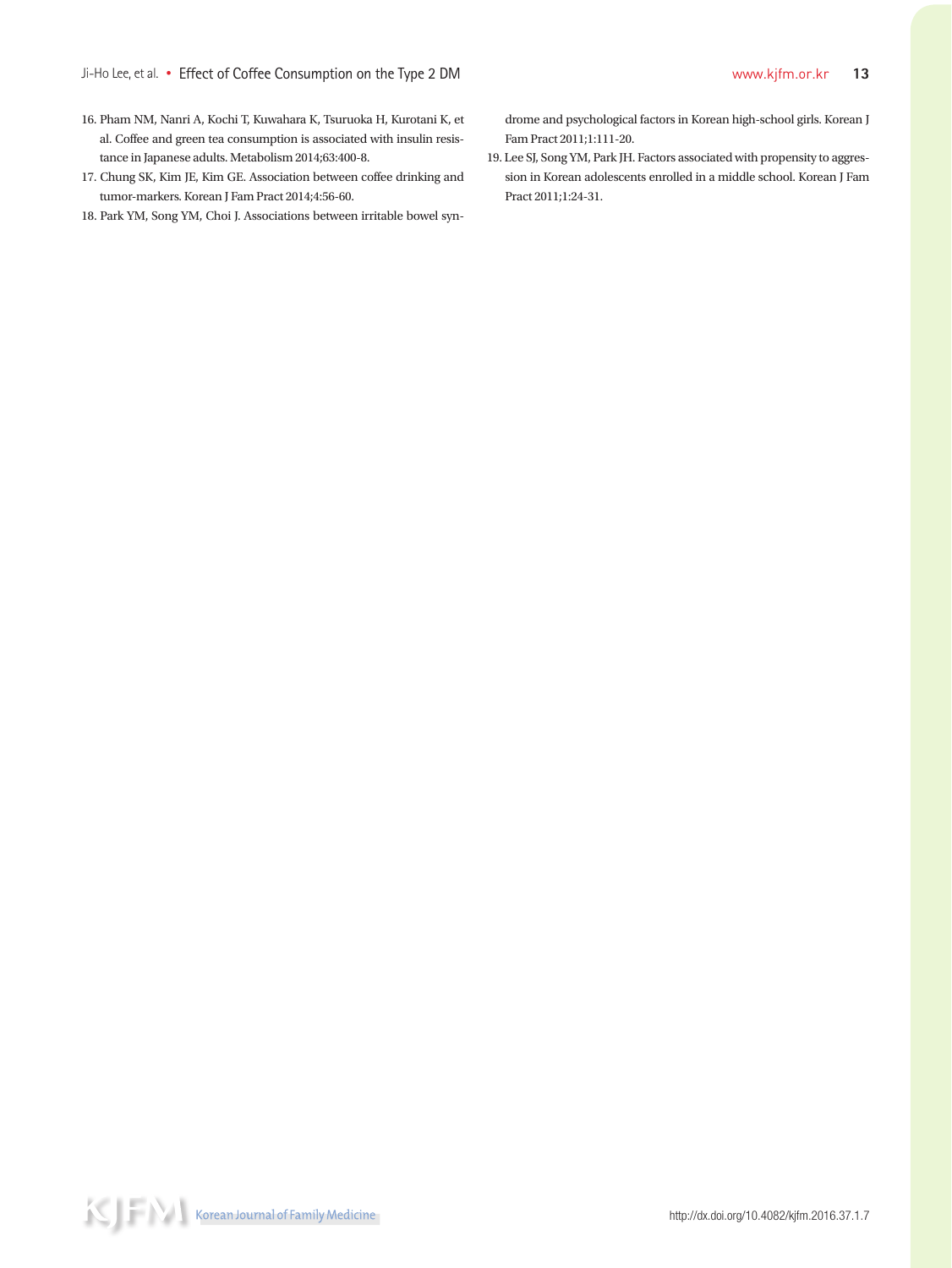16. Pham NM, Nanri A, Kochi T, Kuwahara K, Tsuruoka H, Kurotani K, et al. Coffee and green tea consumption is associated with insulin resistance in Japanese adults. Metabolism 2014;63:400-8.
17. Chung SK, Kim JE, Kim GE. Association between coffee drinking and tumor-markers. Korean J Fam Pract 2014;4:56-60.
18. Park YM, Song YM, Choi J. Associations between irritable bowel syndrome and psychological factors in Korean high-school girls. Korean J Fam Pract 2011;1:111-20.
19. Lee SJ, Song YM, Park JH. Factors associated with propensity to aggression in Korean adolescents enrolled in a middle school. Korean J Fam Pract 2011;1:24-31.